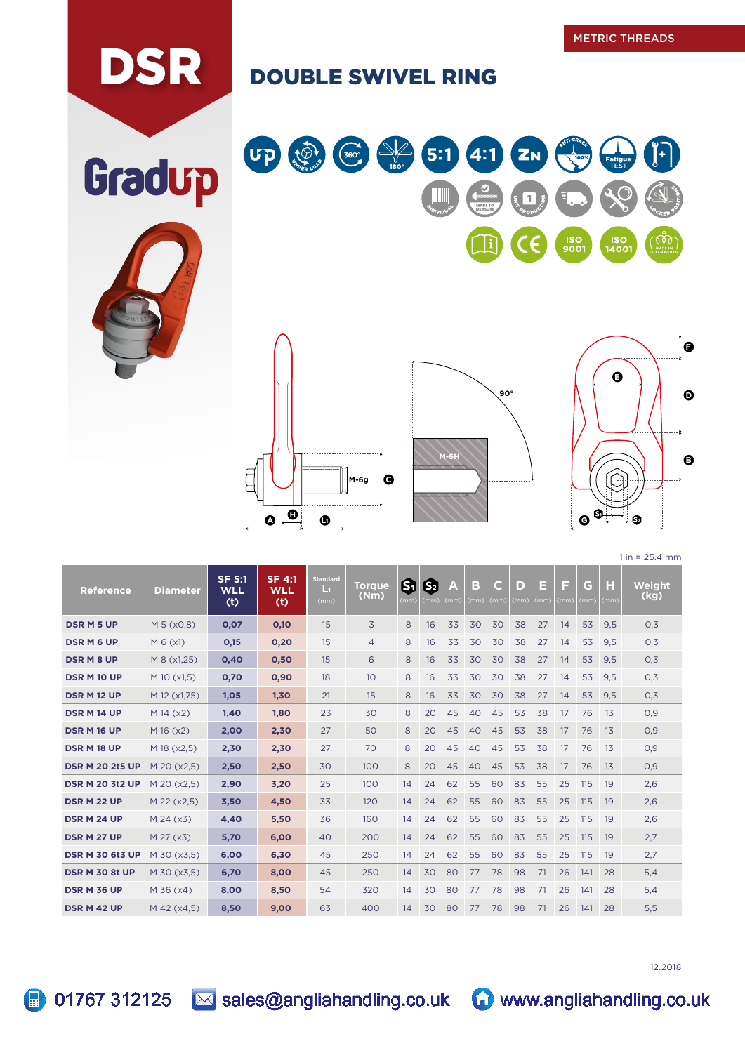METRIC THREADS

# DSR

Gradup

## DOUBLE SWIVEL RING

1 in = 25.4 mm

| Reference | Diameter | SF 5:1 WLL (t) | SF 4:1 WLL (t) | Standard L1 (mm) | Torque (Nm) | S1 (mm) | S2 (mm) | A (mm) | B (mm) | C (mm) | D (mm) | E (mm) | F (mm) | G (mm) | H (mm) | Weight (kg) |
|---|---|---|---|---|---|---|---|---|---|---|---|---|---|---|---|---|
| DSR M 5 UP | M 5 (x0,8) | 0,07 | 0,10 | 15 | 3 | 8 | 16 | 33 | 30 | 30 | 38 | 27 | 14 | 53 | 9,5 | 0,3 |
| DSR M 6 UP | M 6 (x1) | 0,15 | 0,20 | 15 | 4 | 8 | 16 | 33 | 30 | 30 | 38 | 27 | 14 | 53 | 9,5 | 0,3 |
| DSR M 8 UP | M 8 (x1,25) | 0,40 | 0,50 | 15 | 6 | 8 | 16 | 33 | 30 | 30 | 38 | 27 | 14 | 53 | 9,5 | 0,3 |
| DSR M 10 UP | M 10 (x1,5) | 0,70 | 0,90 | 18 | 10 | 8 | 16 | 33 | 30 | 30 | 38 | 27 | 14 | 53 | 9,5 | 0,3 |
| DSR M 12 UP | M 12 (x1,75) | 1,05 | 1,30 | 21 | 15 | 8 | 16 | 33 | 30 | 30 | 38 | 27 | 14 | 53 | 9,5 | 0,3 |
| DSR M 14 UP | M 14 (x2) | 1,40 | 1,80 | 23 | 30 | 8 | 20 | 45 | 40 | 45 | 53 | 38 | 17 | 76 | 13 | 0,9 |
| DSR M 16 UP | M 16 (x2) | 2,00 | 2,30 | 27 | 50 | 8 | 20 | 45 | 40 | 45 | 53 | 38 | 17 | 76 | 13 | 0,9 |
| DSR M 18 UP | M 18 (x2,5) | 2,30 | 2,30 | 27 | 70 | 8 | 20 | 45 | 40 | 45 | 53 | 38 | 17 | 76 | 13 | 0,9 |
| DSR M 20 2t5 UP | M 20 (x2,5) | 2,50 | 2,50 | 30 | 100 | 8 | 20 | 45 | 40 | 45 | 53 | 38 | 17 | 76 | 13 | 0,9 |
| DSR M 20 3t2 UP | M 20 (x2,5) | 2,90 | 3,20 | 25 | 100 | 14 | 24 | 62 | 55 | 60 | 83 | 55 | 25 | 115 | 19 | 2,6 |
| DSR M 22 UP | M 22 (x2,5) | 3,50 | 4,50 | 33 | 120 | 14 | 24 | 62 | 55 | 60 | 83 | 55 | 25 | 115 | 19 | 2,6 |
| DSR M 24 UP | M 24 (x3) | 4,40 | 5,50 | 36 | 160 | 14 | 24 | 62 | 55 | 60 | 83 | 55 | 25 | 115 | 19 | 2,6 |
| DSR M 27 UP | M 27 (x3) | 5,70 | 6,00 | 40 | 200 | 14 | 24 | 62 | 55 | 60 | 83 | 55 | 25 | 115 | 19 | 2,7 |
| DSR M 30 6t3 UP | M 30 (x3,5) | 6,00 | 6,30 | 45 | 250 | 14 | 24 | 62 | 55 | 60 | 83 | 55 | 25 | 115 | 19 | 2,7 |
| DSR M 30 8t UP | M 30 (x3,5) | 6,70 | 8,00 | 45 | 250 | 14 | 30 | 80 | 77 | 78 | 98 | 71 | 26 | 141 | 28 | 5,4 |
| DSR M 36 UP | M 36 (x4) | 8,00 | 8,50 | 54 | 320 | 14 | 30 | 80 | 77 | 78 | 98 | 71 | 26 | 141 | 28 | 5,4 |
| DSR M 42 UP | M 42 (x4,5) | 8,50 | 9,00 | 63 | 400 | 14 | 30 | 80 | 77 | 78 | 98 | 71 | 26 | 141 | 28 | 5,5 |

12.2018

01767 312125 sales@angliahandling.co.uk www.angliahandling.co.uk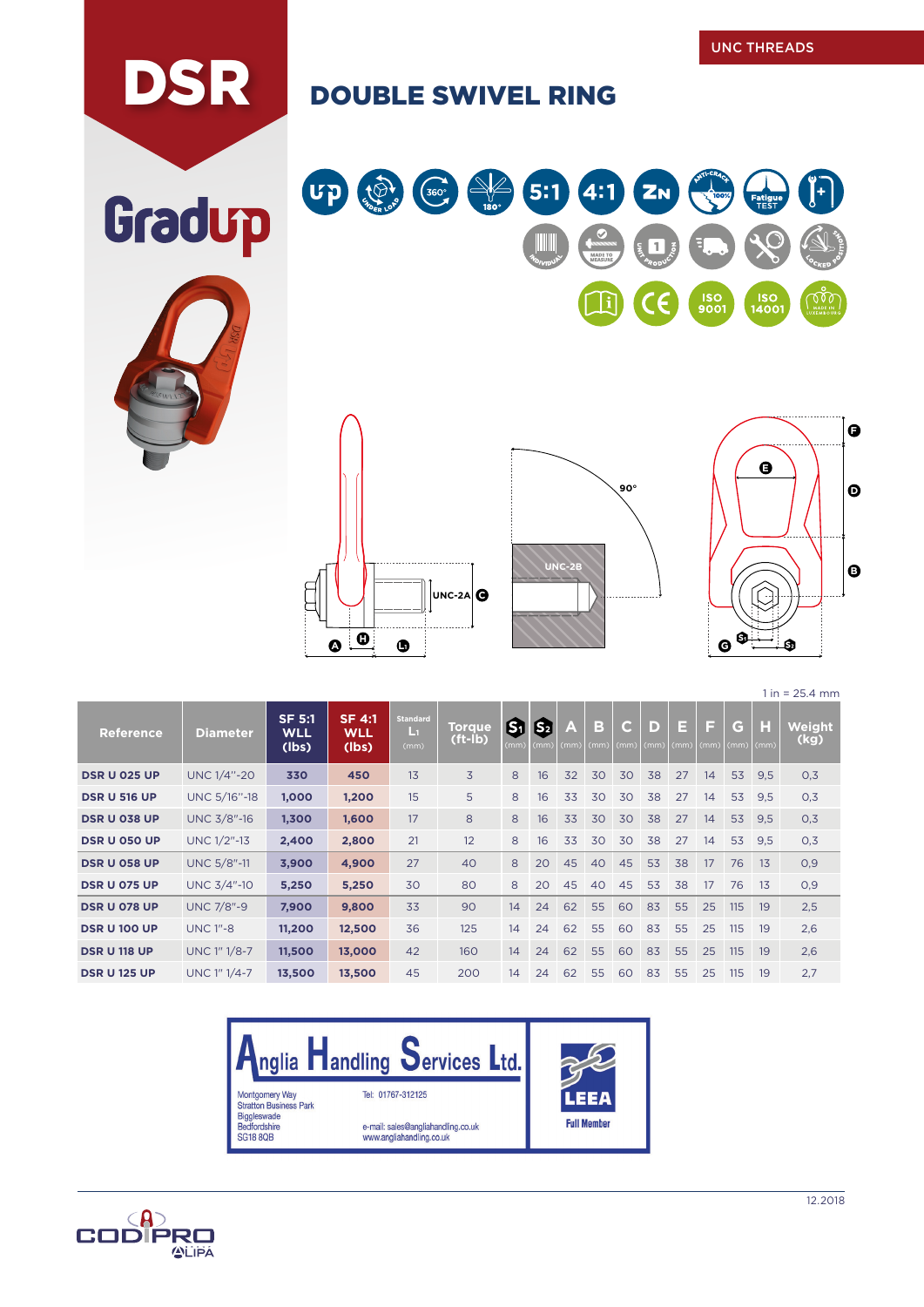UNC THREADS

# DSR

## DOUBLE SWIVEL RING

Gradup

5:1 4:1 ZN

ISO 9001 ISO 14001

UNC-2A C

A H L1

UNC-2B

90°

F E D B

G S1 S2

1 in = 25.4 mm

| Reference | Diameter | SF 5:1 WLL (lbs) | SF 4:1 WLL (lbs) | Standard $L_1$ (mm) | Torque (ft-lb) | S1 (mm) | S2 (mm) | A (mm) | B (mm) | C (mm) | D (mm) | E (mm) | F (mm) | G (mm) | H (mm) | Weight (kg) |
|---|---|---|---|---|---|---|---|---|---|---|---|---|---|---|---|---|
| DSR U 025 UP | UNC 1/4"-20 | 330 | 450 | 13 | 3 | 8 | 16 | 32 | 30 | 30 | 38 | 27 | 14 | 53 | 9,5 | 0,3 |
| DSR U 516 UP | UNC 5/16"-18 | 1,000 | 1,200 | 15 | 5 | 8 | 16 | 33 | 30 | 30 | 38 | 27 | 14 | 53 | 9,5 | 0,3 |
| DSR U 038 UP | UNC 3/8"-16 | 1,300 | 1,600 | 17 | 8 | 8 | 16 | 33 | 30 | 30 | 38 | 27 | 14 | 53 | 9,5 | 0,3 |
| DSR U 050 UP | UNC 1/2"-13 | 2,400 | 2,800 | 21 | 12 | 8 | 16 | 33 | 30 | 30 | 38 | 27 | 14 | 53 | 9,5 | 0,3 |
| DSR U 058 UP | UNC 5/8"-11 | 3,900 | 4,900 | 27 | 40 | 8 | 20 | 45 | 40 | 45 | 53 | 38 | 17 | 76 | 13 | 0,9 |
| DSR U 075 UP | UNC 3/4"-10 | 5,250 | 5,250 | 30 | 80 | 8 | 20 | 45 | 40 | 45 | 53 | 38 | 17 | 76 | 13 | 0,9 |
| DSR U 078 UP | UNC 7/8"-9 | 7,900 | 9,800 | 33 | 90 | 14 | 24 | 62 | 55 | 60 | 83 | 55 | 25 | 115 | 19 | 2,5 |
| DSR U 100 UP | UNC 1"-8 | 11,200 | 12,500 | 36 | 125 | 14 | 24 | 62 | 55 | 60 | 83 | 55 | 25 | 115 | 19 | 2,6 |
| DSR U 118 UP | UNC 1" 1/8-7 | 11,500 | 13,000 | 42 | 160 | 14 | 24 | 62 | 55 | 60 | 83 | 55 | 25 | 115 | 19 | 2,6 |
| DSR U 125 UP | UNC 1" 1/4-7 | 13,500 | 13,500 | 45 | 200 | 14 | 24 | 62 | 55 | 60 | 83 | 55 | 25 | 115 | 19 | 2,7 |

**Anglia Handling Services Ltd.**

Montgomery Way
Stratton Business Park
Biggleswade
Bedfordshire
SG18 8QB

Tel: 01767-312125

e-mail: sales@angliahandling.co.uk
www.angliahandling.co.uk

LEEA Full Member

12.2018

CODIPRO ALIPA